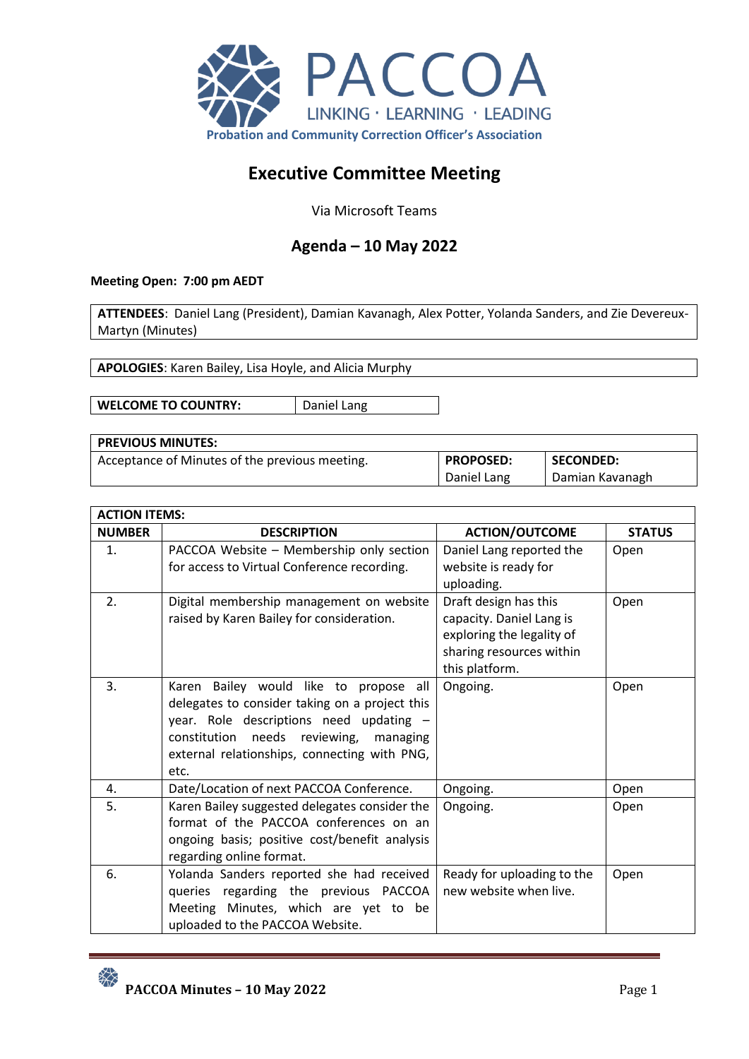PACCOA

LINKING · LEARNING · LEADING

Probation and Community Correction Officer's Association

# Executive Committee Meeting

Via Microsoft Teams

## Agenda – 10 May 2022

**Meeting Open: 7:00 pm AEDT**

| **ATTENDEES**: Daniel Lang (President), Damian Kavanagh, Alex Potter, Yolanda Sanders, and Zie Devereux-Martyn (Minutes) |
|---|

| **APOLOGIES**: Karen Bailey, Lisa Hoyle, and Alicia Murphy |
|---|

| **WELCOME TO COUNTRY:** | Daniel Lang |
|---|---|

| **PREVIOUS MINUTES:** | | |
|---|---|---|
| Acceptance of Minutes of the previous meeting. | **PROPOSED:** Daniel Lang | **SECONDED:** Damian Kavanagh |

| **ACTION ITEMS:** | | | |
|---|---|---|---|
| **NUMBER** | **DESCRIPTION** | **ACTION/OUTCOME** | **STATUS** |
| 1. | PACCOA Website – Membership only section for access to Virtual Conference recording. | Daniel Lang reported the website is ready for uploading. | Open |
| 2. | Digital membership management on website raised by Karen Bailey for consideration. | Draft design has this capacity. Daniel Lang is exploring the legality of sharing resources within this platform. | Open |
| 3. | Karen Bailey would like to propose all delegates to consider taking on a project this year. Role descriptions need updating – constitution needs reviewing, managing external relationships, connecting with PNG, etc. | Ongoing. | Open |
| 4. | Date/Location of next PACCOA Conference. | Ongoing. | Open |
| 5. | Karen Bailey suggested delegates consider the format of the PACCOA conferences on an ongoing basis; positive cost/benefit analysis regarding online format. | Ongoing. | Open |
| 6. | Yolanda Sanders reported she had received queries regarding the previous PACCOA Meeting Minutes, which are yet to be uploaded to the PACCOA Website. | Ready for uploading to the new website when live. | Open |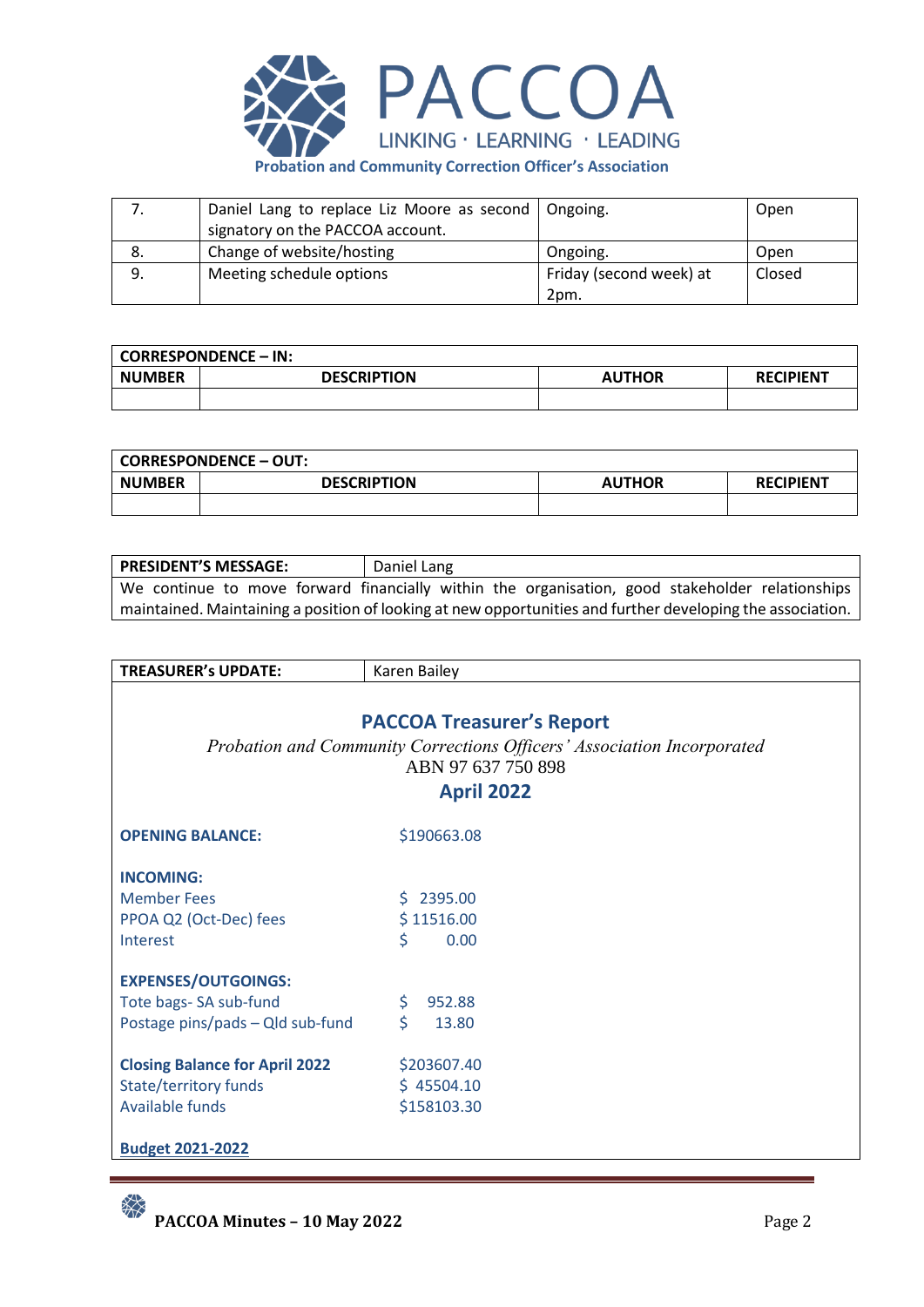| 7. | Daniel Lang to replace Liz Moore as second signatory on the PACCOA account. | Ongoing. | Open |
|---|---|---|---|
| 8. | Change of website/hosting | Ongoing. | Open |
| 9. | Meeting schedule options | Friday (second week) at 2pm. | Closed |

| CORRESPONDENCE – IN: | | | |
|---|---|---|---|
| **NUMBER** | **DESCRIPTION** | **AUTHOR** | **RECIPIENT** |
| | | | |

| CORRESPONDENCE – OUT: | | | |
|---|---|---|---|
| **NUMBER** | **DESCRIPTION** | **AUTHOR** | **RECIPIENT** |
| | | | |

| PRESIDENT'S MESSAGE: | Daniel Lang |
|---|---|

We continue to move forward financially within the organisation, good stakeholder relationships maintained. Maintaining a position of looking at new opportunities and further developing the association.

| TREASURER's UPDATE: | Karen Bailey |
|---|---|

## PACCOA Treasurer's Report

*Probation and Community Corrections Officers' Association Incorporated*

ABN 97 637 750 898

### April 2022

| | |
|---|---|
| **OPENING BALANCE:** | $190663.08 |
| **INCOMING:** | |
| Member Fees | $ 2395.00 |
| PPOA Q2 (Oct-Dec) fees | $ 11516.00 |
| Interest | $ 0.00 |
| **EXPENSES/OUTGOINGS:** | |
| Tote bags- SA sub-fund | $ 952.88 |
| Postage pins/pads – Qld sub-fund | $ 13.80 |
| **Closing Balance for April 2022** | $203607.40 |
| State/territory funds | $ 45504.10 |
| Available funds | $158103.30 |

**Budget 2021-2022**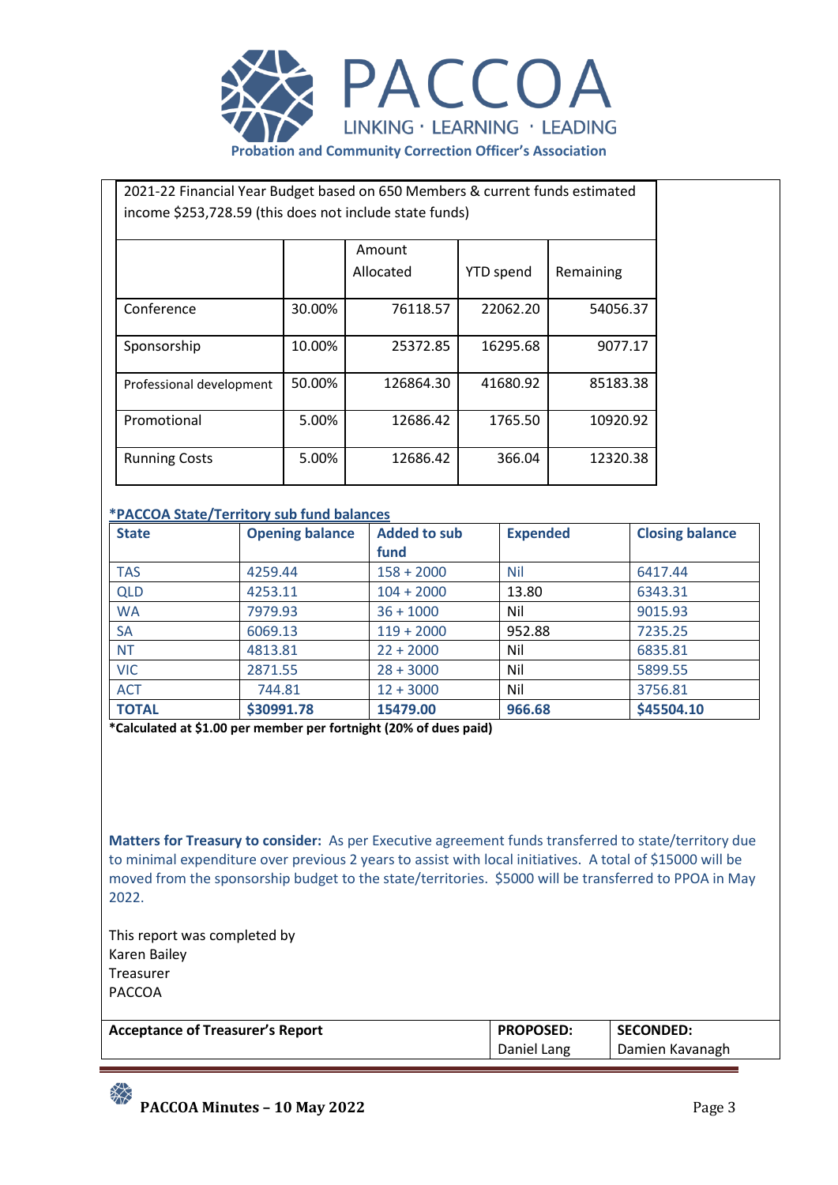PACCOA

LINKING · LEARNING · LEADING

**Probation and Community Correction Officer's Association**

| 2021-22 Financial Year Budget based on 650 Members & current funds estimated income $253,728.59 (this does not include state funds) | | | | |
|---|---|---|---|---|
| | | Amount Allocated | YTD spend | Remaining |
| Conference | 30.00% | 76118.57 | 22062.20 | 54056.37 |
| Sponsorship | 10.00% | 25372.85 | 16295.68 | 9077.17 |
| Professional development | 50.00% | 126864.30 | 41680.92 | 85183.38 |
| Promotional | 5.00% | 12686.42 | 1765.50 | 10920.92 |
| Running Costs | 5.00% | 12686.42 | 366.04 | 12320.38 |

**\*PACCOA State/Territory sub fund balances**

| State | Opening balance | Added to sub fund | Expended | Closing balance |
|---|---|---|---|---|
| TAS | 4259.44 | 158 + 2000 | Nil | 6417.44 |
| QLD | 4253.11 | 104 + 2000 | 13.80 | 6343.31 |
| WA | 7979.93 | 36 + 1000 | Nil | 9015.93 |
| SA | 6069.13 | 119 + 2000 | 952.88 | 7235.25 |
| NT | 4813.81 | 22 + 2000 | Nil | 6835.81 |
| VIC | 2871.55 | 28 + 3000 | Nil | 5899.55 |
| ACT | 744.81 | 12 + 3000 | Nil | 3756.81 |
| **TOTAL** | **$30991.78** | **15479.00** | **966.68** | **$45504.10** |

**\*Calculated at $1.00 per member per fortnight (20% of dues paid)**

**Matters for Treasury to consider:** As per Executive agreement funds transferred to state/territory due to minimal expenditure over previous 2 years to assist with local initiatives. A total of $15000 will be moved from the sponsorship budget to the state/territories. $5000 will be transferred to PPOA in May 2022.

This report was completed by
Karen Bailey
Treasurer
PACCOA

| Acceptance of Treasurer's Report | PROPOSED: | SECONDED: |
|---|---|---|
| | Daniel Lang | Damien Kavanagh |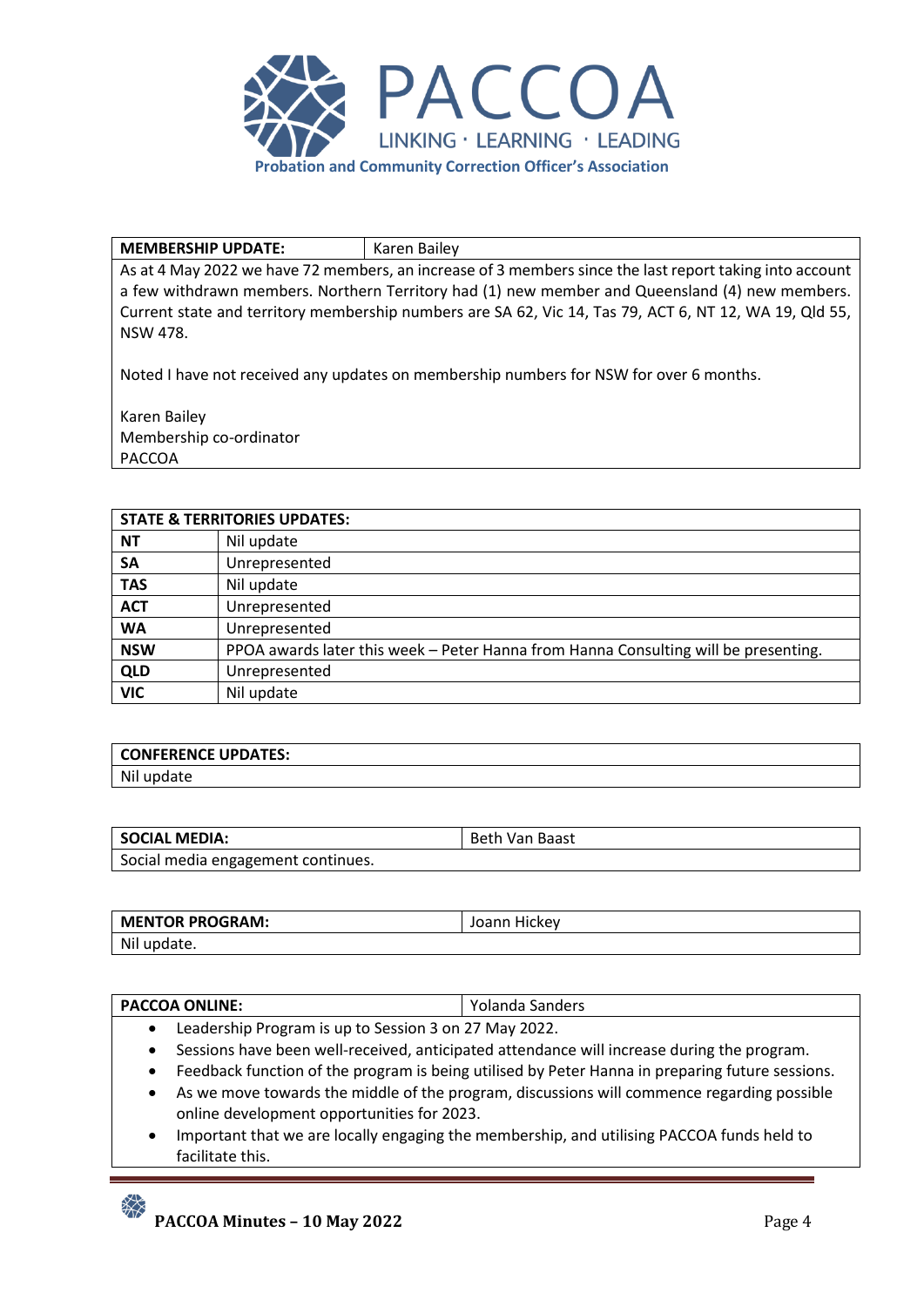| MEMBERSHIP UPDATE: | Karen Bailey |
|---|---|

As at 4 May 2022 we have 72 members, an increase of 3 members since the last report taking into account a few withdrawn members. Northern Territory had (1) new member and Queensland (4) new members. Current state and territory membership numbers are SA 62, Vic 14, Tas 79, ACT 6, NT 12, WA 19, Qld 55, NSW 478.

Noted I have not received any updates on membership numbers for NSW for over 6 months.

Karen Bailey
Membership co-ordinator
PACCOA

| STATE & TERRITORIES UPDATES: | |
|---|---|
| **NT** | Nil update |
| **SA** | Unrepresented |
| **TAS** | Nil update |
| **ACT** | Unrepresented |
| **WA** | Unrepresented |
| **NSW** | PPOA awards later this week – Peter Hanna from Hanna Consulting will be presenting. |
| **QLD** | Unrepresented |
| **VIC** | Nil update |

| CONFERENCE UPDATES: |
|---|
| Nil update |

| SOCIAL MEDIA: | Beth Van Baast |
|---|---|

Social media engagement continues.

| MENTOR PROGRAM: | Joann Hickey |
|---|---|

Nil update.

| PACCOA ONLINE: | Yolanda Sanders |
|---|---|

- Leadership Program is up to Session 3 on 27 May 2022.
- Sessions have been well-received, anticipated attendance will increase during the program.
- Feedback function of the program is being utilised by Peter Hanna in preparing future sessions.
- As we move towards the middle of the program, discussions will commence regarding possible online development opportunities for 2023.
- Important that we are locally engaging the membership, and utilising PACCOA funds held to facilitate this.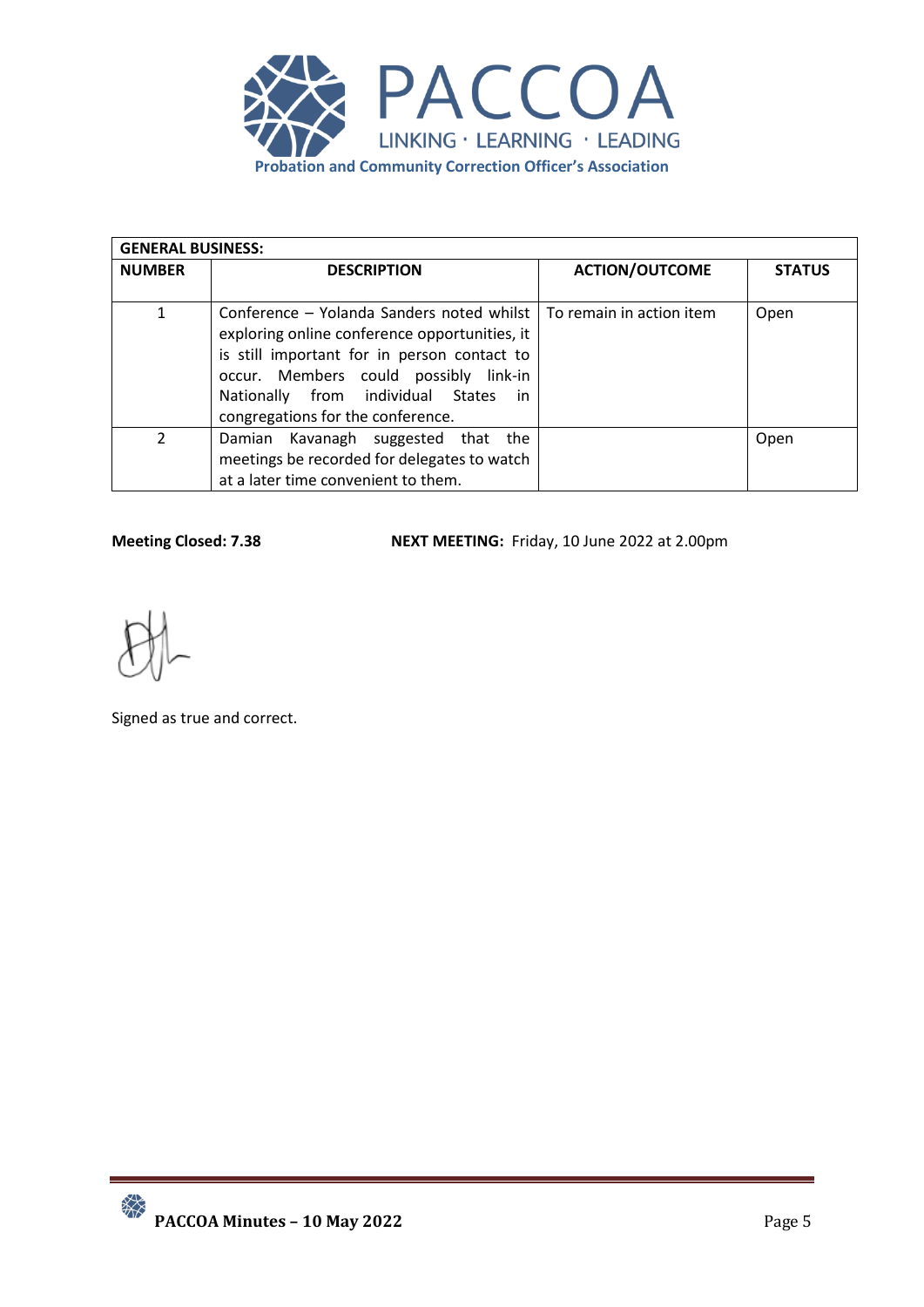**PACCOA**

LINKING · LEARNING · LEADING

**Probation and Community Correction Officer's Association**

| GENERAL BUSINESS: | | | |
|---|---|---|---|
| **NUMBER** | **DESCRIPTION** | **ACTION/OUTCOME** | **STATUS** |
| 1 | Conference – Yolanda Sanders noted whilst exploring online conference opportunities, it is still important for in person contact to occur. Members could possibly link-in Nationally from individual States in congregations for the conference. | To remain in action item | Open |
| 2 | Damian Kavanagh suggested that the meetings be recorded for delegates to watch at a later time convenient to them. | | Open |

**Meeting Closed: 7.38** **NEXT MEETING:** Friday, 10 June 2022 at 2.00pm

Signed as true and correct.